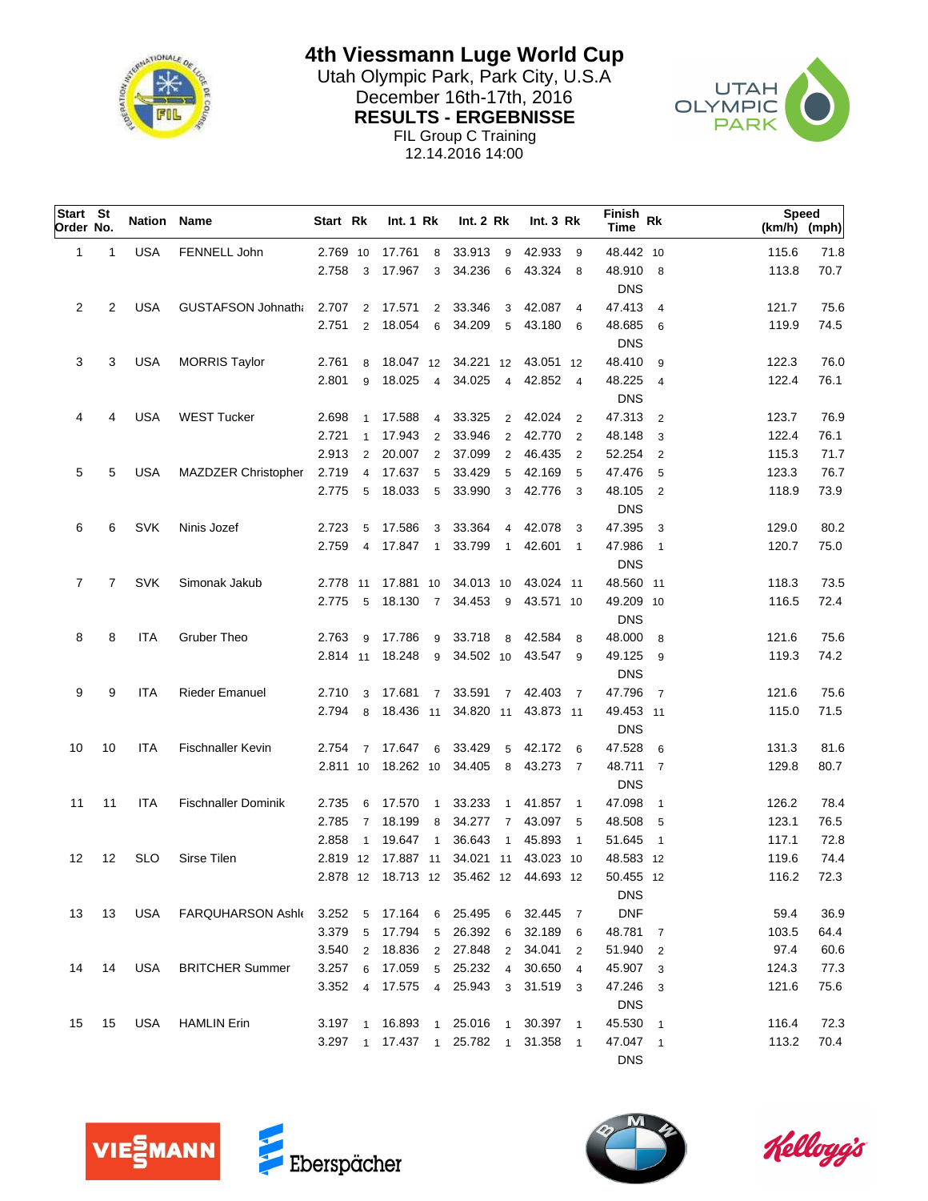# 4th Viessmann Luge World Cup

Utah Olympic Park, Park City, U.S.A

December 16th-17th, 2016

**RESULTS - ERGEBNISSE**

FIL Group C Training

12.14.2016 14:00

| Start Order | St No. | Nation | Name | Start | Rk | Int. 1 | Rk | Int. 2 | Rk | Int. 3 | Rk | Finish Time | Rk | Speed (km/h) | (mph) |
|---|---|---|---|---|---|---|---|---|---|---|---|---|---|---|---|
| 1 | 1 | USA | FENNELL John | 2.769 | 10 | 17.761 | 8 | 33.913 | 9 | 42.933 | 9 | 48.442 | 10 | 115.6 | 71.8 |
| | | | | 2.758 | 3 | 17.967 | 3 | 34.236 | 6 | 43.324 | 8 | 48.910 | 8 | 113.8 | 70.7 |
| | | | | | | | | | | | | DNS | | | |
| 2 | 2 | USA | GUSTAFSON Johnatha | 2.707 | 2 | 17.571 | 2 | 33.346 | 3 | 42.087 | 4 | 47.413 | 4 | 121.7 | 75.6 |
| | | | | 2.751 | 2 | 18.054 | 6 | 34.209 | 5 | 43.180 | 6 | 48.685 | 6 | 119.9 | 74.5 |
| | | | | | | | | | | | | DNS | | | |
| 3 | 3 | USA | MORRIS Taylor | 2.761 | 8 | 18.047 | 12 | 34.221 | 12 | 43.051 | 12 | 48.410 | 9 | 122.3 | 76.0 |
| | | | | 2.801 | 9 | 18.025 | 4 | 34.025 | 4 | 42.852 | 4 | 48.225 | 4 | 122.4 | 76.1 |
| | | | | | | | | | | | | DNS | | | |
| 4 | 4 | USA | WEST Tucker | 2.698 | 1 | 17.588 | 4 | 33.325 | 2 | 42.024 | 2 | 47.313 | 2 | 123.7 | 76.9 |
| | | | | 2.721 | 1 | 17.943 | 2 | 33.946 | 2 | 42.770 | 2 | 48.148 | 3 | 122.4 | 76.1 |
| | | | | 2.913 | 2 | 20.007 | 2 | 37.099 | 2 | 46.435 | 2 | 52.254 | 2 | 115.3 | 71.7 |
| 5 | 5 | USA | MAZDZER Christopher | 2.719 | 4 | 17.637 | 5 | 33.429 | 5 | 42.169 | 5 | 47.476 | 5 | 123.3 | 76.7 |
| | | | | 2.775 | 5 | 18.033 | 5 | 33.990 | 3 | 42.776 | 3 | 48.105 | 2 | 118.9 | 73.9 |
| | | | | | | | | | | | | DNS | | | |
| 6 | 6 | SVK | Ninis Jozef | 2.723 | 5 | 17.586 | 3 | 33.364 | 4 | 42.078 | 3 | 47.395 | 3 | 129.0 | 80.2 |
| | | | | 2.759 | 4 | 17.847 | 1 | 33.799 | 1 | 42.601 | 1 | 47.986 | 1 | 120.7 | 75.0 |
| | | | | | | | | | | | | DNS | | | |
| 7 | 7 | SVK | Simonak Jakub | 2.778 | 11 | 17.881 | 10 | 34.013 | 10 | 43.024 | 11 | 48.560 | 11 | 118.3 | 73.5 |
| | | | | 2.775 | 5 | 18.130 | 7 | 34.453 | 9 | 43.571 | 10 | 49.209 | 10 | 116.5 | 72.4 |
| | | | | | | | | | | | | DNS | | | |
| 8 | 8 | ITA | Gruber Theo | 2.763 | 9 | 17.786 | 9 | 33.718 | 8 | 42.584 | 8 | 48.000 | 8 | 121.6 | 75.6 |
| | | | | 2.814 | 11 | 18.248 | 9 | 34.502 | 10 | 43.547 | 9 | 49.125 | 9 | 119.3 | 74.2 |
| | | | | | | | | | | | | DNS | | | |
| 9 | 9 | ITA | Rieder Emanuel | 2.710 | 3 | 17.681 | 7 | 33.591 | 7 | 42.403 | 7 | 47.796 | 7 | 121.6 | 75.6 |
| | | | | 2.794 | 8 | 18.436 | 11 | 34.820 | 11 | 43.873 | 11 | 49.453 | 11 | 115.0 | 71.5 |
| | | | | | | | | | | | | DNS | | | |
| 10 | 10 | ITA | Fischnaller Kevin | 2.754 | 7 | 17.647 | 6 | 33.429 | 5 | 42.172 | 6 | 47.528 | 6 | 131.3 | 81.6 |
| | | | | 2.811 | 10 | 18.262 | 10 | 34.405 | 8 | 43.273 | 7 | 48.711 | 7 | 129.8 | 80.7 |
| | | | | | | | | | | | | DNS | | | |
| 11 | 11 | ITA | Fischnaller Dominik | 2.735 | 6 | 17.570 | 1 | 33.233 | 1 | 41.857 | 1 | 47.098 | 1 | 126.2 | 78.4 |
| | | | | 2.785 | 7 | 18.199 | 8 | 34.277 | 7 | 43.097 | 5 | 48.508 | 5 | 123.1 | 76.5 |
| | | | | 2.858 | 1 | 19.647 | 1 | 36.643 | 1 | 45.893 | 1 | 51.645 | 1 | 117.1 | 72.8 |
| 12 | 12 | SLO | Sirse Tilen | 2.819 | 12 | 17.887 | 11 | 34.021 | 11 | 43.023 | 10 | 48.583 | 12 | 119.6 | 74.4 |
| | | | | 2.878 | 12 | 18.713 | 12 | 35.462 | 12 | 44.693 | 12 | 50.455 | 12 | 116.2 | 72.3 |
| | | | | | | | | | | | | DNS | | | |
| 13 | 13 | USA | FARQUHARSON Ashle | 3.252 | 5 | 17.164 | 6 | 25.495 | 6 | 32.445 | 7 | DNF | | 59.4 | 36.9 |
| | | | | 3.379 | 5 | 17.794 | 5 | 26.392 | 6 | 32.189 | 6 | 48.781 | 7 | 103.5 | 64.4 |
| | | | | 3.540 | 2 | 18.836 | 2 | 27.848 | 2 | 34.041 | 2 | 51.940 | 2 | 97.4 | 60.6 |
| 14 | 14 | USA | BRITCHER Summer | 3.257 | 6 | 17.059 | 5 | 25.232 | 4 | 30.650 | 4 | 45.907 | 3 | 124.3 | 77.3 |
| | | | | 3.352 | 4 | 17.575 | 4 | 25.943 | 3 | 31.519 | 3 | 47.246 | 3 | 121.6 | 75.6 |
| | | | | | | | | | | | | DNS | | | |
| 15 | 15 | USA | HAMLIN Erin | 3.197 | 1 | 16.893 | 1 | 25.016 | 1 | 30.397 | 1 | 45.530 | 1 | 116.4 | 72.3 |
| | | | | 3.297 | 1 | 17.437 | 1 | 25.782 | 1 | 31.358 | 1 | 47.047 | 1 | 113.2 | 70.4 |
| | | | | | | | | | | | | DNS | | | |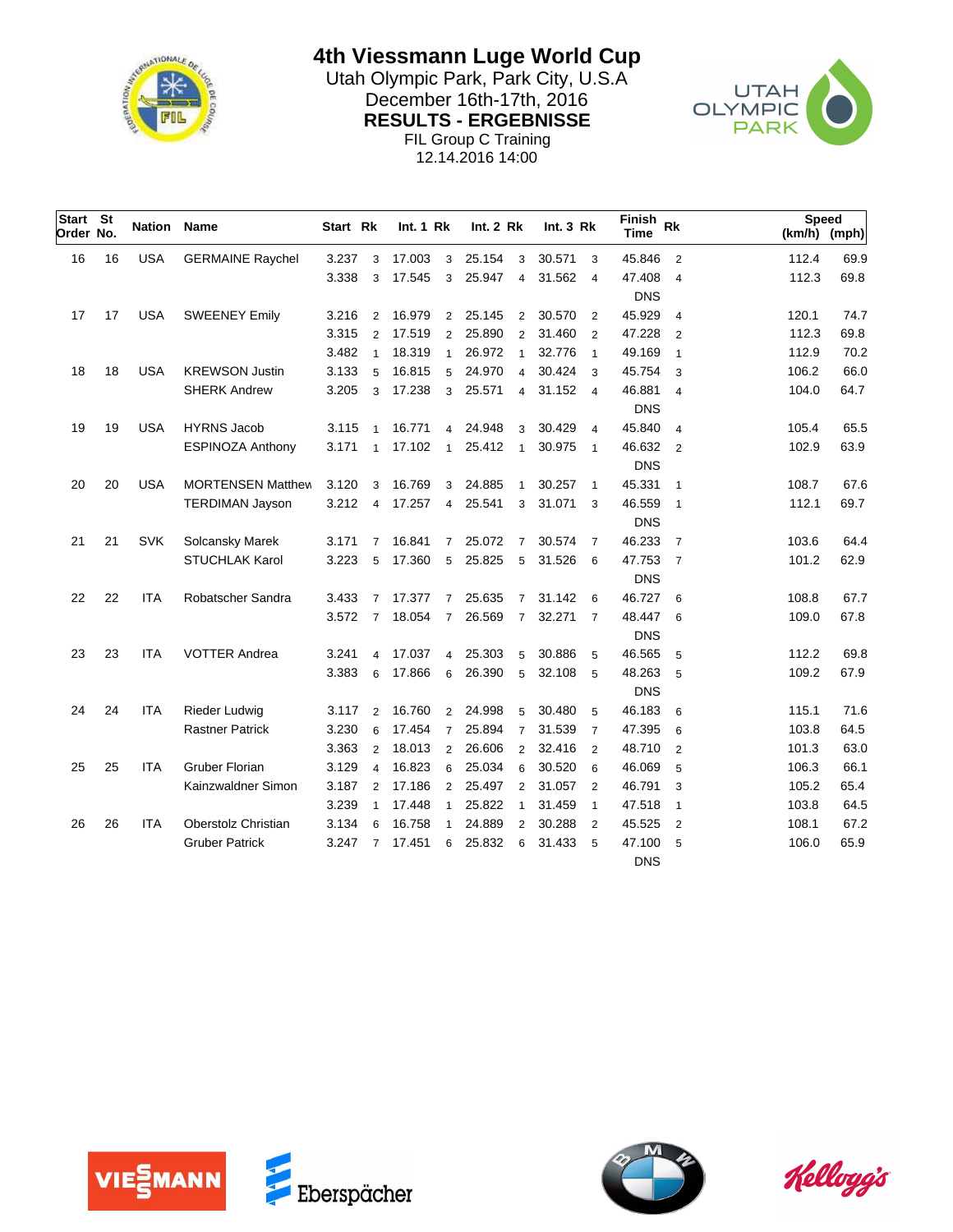# 4th Viessmann Luge World Cup

Utah Olympic Park, Park City, U.S.A
December 16th-17th, 2016
**RESULTS - ERGEBNISSE**
FIL Group C Training
12.14.2016 14:00

| Start Order | St No. | Nation | Name | Start | Rk | Int. 1 | Rk | Int. 2 | Rk | Int. 3 | Rk | Finish Time | Rk | Speed (km/h) | (mph) |
|---|---|---|---|---|---|---|---|---|---|---|---|---|---|---|---|
| 16 | 16 | USA | GERMAINE Raychel | 3.237 | 3 | 17.003 | 3 | 25.154 | 3 | 30.571 | 3 | 45.846 | 2 | 112.4 | 69.9 |
| | | | | 3.338 | 3 | 17.545 | 3 | 25.947 | 4 | 31.562 | 4 | 47.408 | 4 | 112.3 | 69.8 |
| | | | | | | | | | | | | DNS | | | |
| 17 | 17 | USA | SWEENEY Emily | 3.216 | 2 | 16.979 | 2 | 25.145 | 2 | 30.570 | 2 | 45.929 | 4 | 120.1 | 74.7 |
| | | | | 3.315 | 2 | 17.519 | 2 | 25.890 | 2 | 31.460 | 2 | 47.228 | 2 | 112.3 | 69.8 |
| | | | | 3.482 | 1 | 18.319 | 1 | 26.972 | 1 | 32.776 | 1 | 49.169 | 1 | 112.9 | 70.2 |
| 18 | 18 | USA | KREWSON Justin | 3.133 | 5 | 16.815 | 5 | 24.970 | 4 | 30.424 | 3 | 45.754 | 3 | 106.2 | 66.0 |
| | | | SHERK Andrew | 3.205 | 3 | 17.238 | 3 | 25.571 | 4 | 31.152 | 4 | 46.881 | 4 | 104.0 | 64.7 |
| | | | | | | | | | | | | DNS | | | |
| 19 | 19 | USA | HYRNS Jacob | 3.115 | 1 | 16.771 | 4 | 24.948 | 3 | 30.429 | 4 | 45.840 | 4 | 105.4 | 65.5 |
| | | | ESPINOZA Anthony | 3.171 | 1 | 17.102 | 1 | 25.412 | 1 | 30.975 | 1 | 46.632 | 2 | 102.9 | 63.9 |
| | | | | | | | | | | | | DNS | | | |
| 20 | 20 | USA | MORTENSEN Matthew | 3.120 | 3 | 16.769 | 3 | 24.885 | 1 | 30.257 | 1 | 45.331 | 1 | 108.7 | 67.6 |
| | | | TERDIMAN Jayson | 3.212 | 4 | 17.257 | 4 | 25.541 | 3 | 31.071 | 3 | 46.559 | 1 | 112.1 | 69.7 |
| | | | | | | | | | | | | DNS | | | |
| 21 | 21 | SVK | Solcansky Marek | 3.171 | 7 | 16.841 | 7 | 25.072 | 7 | 30.574 | 7 | 46.233 | 7 | 103.6 | 64.4 |
| | | | STUCHLAK Karol | 3.223 | 5 | 17.360 | 5 | 25.825 | 5 | 31.526 | 6 | 47.753 | 7 | 101.2 | 62.9 |
| | | | | | | | | | | | | DNS | | | |
| 22 | 22 | ITA | Robatscher Sandra | 3.433 | 7 | 17.377 | 7 | 25.635 | 7 | 31.142 | 6 | 46.727 | 6 | 108.8 | 67.7 |
| | | | | 3.572 | 7 | 18.054 | 7 | 26.569 | 7 | 32.271 | 7 | 48.447 | 6 | 109.0 | 67.8 |
| | | | | | | | | | | | | DNS | | | |
| 23 | 23 | ITA | VOTTER Andrea | 3.241 | 4 | 17.037 | 4 | 25.303 | 5 | 30.886 | 5 | 46.565 | 5 | 112.2 | 69.8 |
| | | | | 3.383 | 6 | 17.866 | 6 | 26.390 | 5 | 32.108 | 5 | 48.263 | 5 | 109.2 | 67.9 |
| | | | | | | | | | | | | DNS | | | |
| 24 | 24 | ITA | Rieder Ludwig | 3.117 | 2 | 16.760 | 2 | 24.998 | 5 | 30.480 | 5 | 46.183 | 6 | 115.1 | 71.6 |
| | | | Rastner Patrick | 3.230 | 6 | 17.454 | 7 | 25.894 | 7 | 31.539 | 7 | 47.395 | 6 | 103.8 | 64.5 |
| | | | | 3.363 | 2 | 18.013 | 2 | 26.606 | 2 | 32.416 | 2 | 48.710 | 2 | 101.3 | 63.0 |
| 25 | 25 | ITA | Gruber Florian | 3.129 | 4 | 16.823 | 6 | 25.034 | 6 | 30.520 | 6 | 46.069 | 5 | 106.3 | 66.1 |
| | | | Kainzwaldner Simon | 3.187 | 2 | 17.186 | 2 | 25.497 | 2 | 31.057 | 2 | 46.791 | 3 | 105.2 | 65.4 |
| | | | | 3.239 | 1 | 17.448 | 1 | 25.822 | 1 | 31.459 | 1 | 47.518 | 1 | 103.8 | 64.5 |
| 26 | 26 | ITA | Oberstolz Christian | 3.134 | 6 | 16.758 | 1 | 24.889 | 2 | 30.288 | 2 | 45.525 | 2 | 108.1 | 67.2 |
| | | | Gruber Patrick | 3.247 | 7 | 17.451 | 6 | 25.832 | 6 | 31.433 | 5 | 47.100 | 5 | 106.0 | 65.9 |
| | | | | | | | | | | | | DNS | | | |